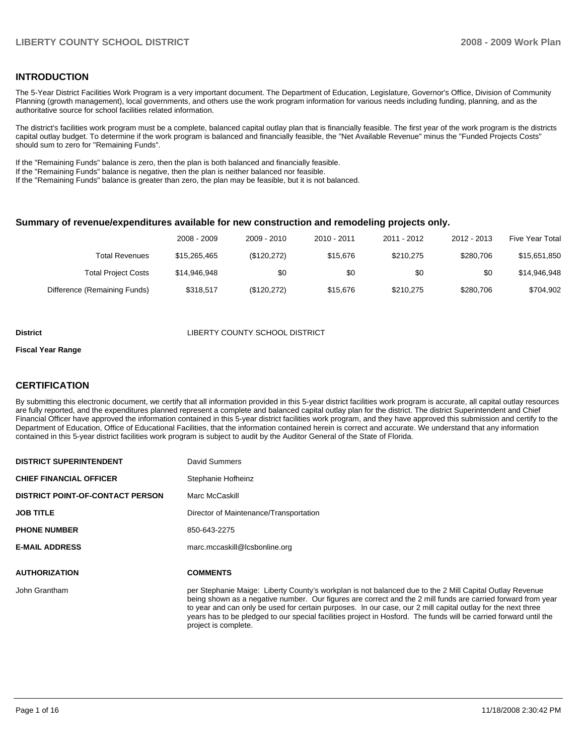## INTRODUCTION

The 5-Year District Facilities Work Program is a very important document. The Department of Education, Legislature, Governor's Office, Division of Community Planning (growth management), local governments, and others use the work program information for various needs including funding, planning, and as the authoritative source for school facilities related information.

The district's facilities work program must be a complete, balanced capital outlay plan that is financially feasible. The first year of the work program is the districts capital outlay budget. To determine if the work program is balanced and financially feasible, the "Net Available Revenue" minus the "Funded Projects Costs" should sum to zero for "Remaining Funds".

If the "Remaining Funds" balance is zero, then the plan is both balanced and financially feasible.
If the "Remaining Funds" balance is negative, then the plan is neither balanced nor feasible.
If the "Remaining Funds" balance is greater than zero, the plan may be feasible, but it is not balanced.

### Summary of revenue/expenditures available for new construction and remodeling projects only.

| | 2008 - 2009 | 2009 - 2010 | 2010 - 2011 | 2011 - 2012 | 2012 - 2013 | Five Year Total |
|---|---|---|---|---|---|---|
| Total Revenues | $15,265,465 | ($120,272) | $15,676 | $210,275 | $280,706 | $15,651,850 |
| Total Project Costs | $14,946,948 | $0 | $0 | $0 | $0 | $14,946,948 |
| Difference (Remaining Funds) | $318,517 | ($120,272) | $15,676 | $210,275 | $280,706 | $704,902 |

**District** LIBERTY COUNTY SCHOOL DISTRICT

**Fiscal Year Range**

## CERTIFICATION

By submitting this electronic document, we certify that all information provided in this 5-year district facilities work program is accurate, all capital outlay resources are fully reported, and the expenditures planned represent a complete and balanced capital outlay plan for the district. The district Superintendent and Chief Financial Officer have approved the information contained in this 5-year district facilities work program, and they have approved this submission and certify to the Department of Education, Office of Educational Facilities, that the information contained herein is correct and accurate. We understand that any information contained in this 5-year district facilities work program is subject to audit by the Auditor General of the State of Florida.

| | |
|---|---|
| **DISTRICT SUPERINTENDENT** | David Summers |
| **CHIEF FINANCIAL OFFICER** | Stephanie Hofheinz |
| **DISTRICT POINT-OF-CONTACT PERSON** | Marc McCaskill |
| **JOB TITLE** | Director of Maintenance/Transportation |
| **PHONE NUMBER** | 850-643-2275 |
| **E-MAIL ADDRESS** | marc.mccaskill@lcsbonline.org |

| **AUTHORIZATION** | **COMMENTS** |
|---|---|
| John Grantham | per Stephanie Maige: Liberty County's workplan is not balanced due to the 2 Mill Capital Outlay Revenue being shown as a negative number. Our figures are correct and the 2 mill funds are carried forward from year to year and can only be used for certain purposes. In our case, our 2 mill capital outlay for the next three years has to be pledged to our special facilities project in Hosford. The funds will be carried forward until the project is complete. |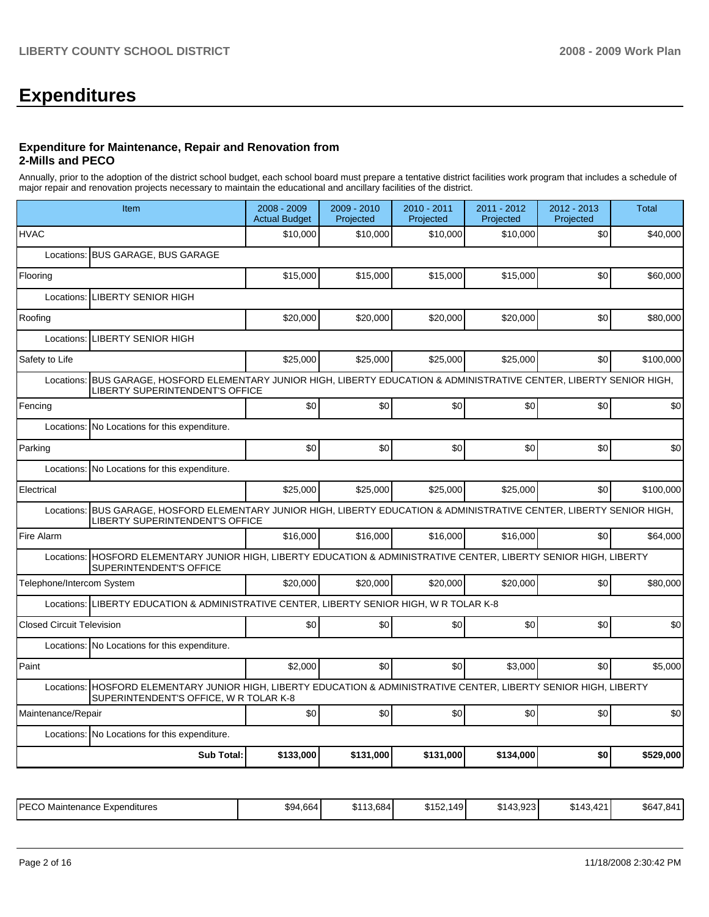# Expenditures

### Expenditure for Maintenance, Repair and Renovation from 2-Mills and PECO

Annually, prior to the adoption of the district school budget, each school board must prepare a tentative district facilities work program that includes a schedule of major repair and renovation projects necessary to maintain the educational and ancillary facilities of the district.

| Item | 2008 - 2009 Actual Budget | 2009 - 2010 Projected | 2010 - 2011 Projected | 2011 - 2012 Projected | 2012 - 2013 Projected | Total |
|---|---|---|---|---|---|---|
| HVAC | $10,000 | $10,000 | $10,000 | $10,000 | $0 | $40,000 |
| Locations: BUS GARAGE, BUS GARAGE | | | | | | |
| Flooring | $15,000 | $15,000 | $15,000 | $15,000 | $0 | $60,000 |
| Locations: LIBERTY SENIOR HIGH | | | | | | |
| Roofing | $20,000 | $20,000 | $20,000 | $20,000 | $0 | $80,000 |
| Locations: LIBERTY SENIOR HIGH | | | | | | |
| Safety to Life | $25,000 | $25,000 | $25,000 | $25,000 | $0 | $100,000 |
| Locations: BUS GARAGE, HOSFORD ELEMENTARY JUNIOR HIGH, LIBERTY EDUCATION & ADMINISTRATIVE CENTER, LIBERTY SENIOR HIGH, LIBERTY SUPERINTENDENT'S OFFICE | | | | | | |
| Fencing | $0 | $0 | $0 | $0 | $0 | $0 |
| Locations: No Locations for this expenditure. | | | | | | |
| Parking | $0 | $0 | $0 | $0 | $0 | $0 |
| Locations: No Locations for this expenditure. | | | | | | |
| Electrical | $25,000 | $25,000 | $25,000 | $25,000 | $0 | $100,000 |
| Locations: BUS GARAGE, HOSFORD ELEMENTARY JUNIOR HIGH, LIBERTY EDUCATION & ADMINISTRATIVE CENTER, LIBERTY SENIOR HIGH, LIBERTY SUPERINTENDENT'S OFFICE | | | | | | |
| Fire Alarm | $16,000 | $16,000 | $16,000 | $16,000 | $0 | $64,000 |
| Locations: HOSFORD ELEMENTARY JUNIOR HIGH, LIBERTY EDUCATION & ADMINISTRATIVE CENTER, LIBERTY SENIOR HIGH, LIBERTY SUPERINTENDENT'S OFFICE | | | | | | |
| Telephone/Intercom System | $20,000 | $20,000 | $20,000 | $20,000 | $0 | $80,000 |
| Locations: LIBERTY EDUCATION & ADMINISTRATIVE CENTER, LIBERTY SENIOR HIGH, W R TOLAR K-8 | | | | | | |
| Closed Circuit Television | $0 | $0 | $0 | $0 | $0 | $0 |
| Locations: No Locations for this expenditure. | | | | | | |
| Paint | $2,000 | $0 | $0 | $3,000 | $0 | $5,000 |
| Locations: HOSFORD ELEMENTARY JUNIOR HIGH, LIBERTY EDUCATION & ADMINISTRATIVE CENTER, LIBERTY SENIOR HIGH, LIBERTY SUPERINTENDENT'S OFFICE, W R TOLAR K-8 | | | | | | |
| Maintenance/Repair | $0 | $0 | $0 | $0 | $0 | $0 |
| Locations: No Locations for this expenditure. | | | | | | |
| **Sub Total:** | **$133,000** | **$131,000** | **$131,000** | **$134,000** | **$0** | **$529,000** |

| | | | | | | |
|---|---|---|---|---|---|---|
| PECO Maintenance Expenditures | $94,664 | $113,684 | $152,149 | $143,923 | $143,421 | $647,841 |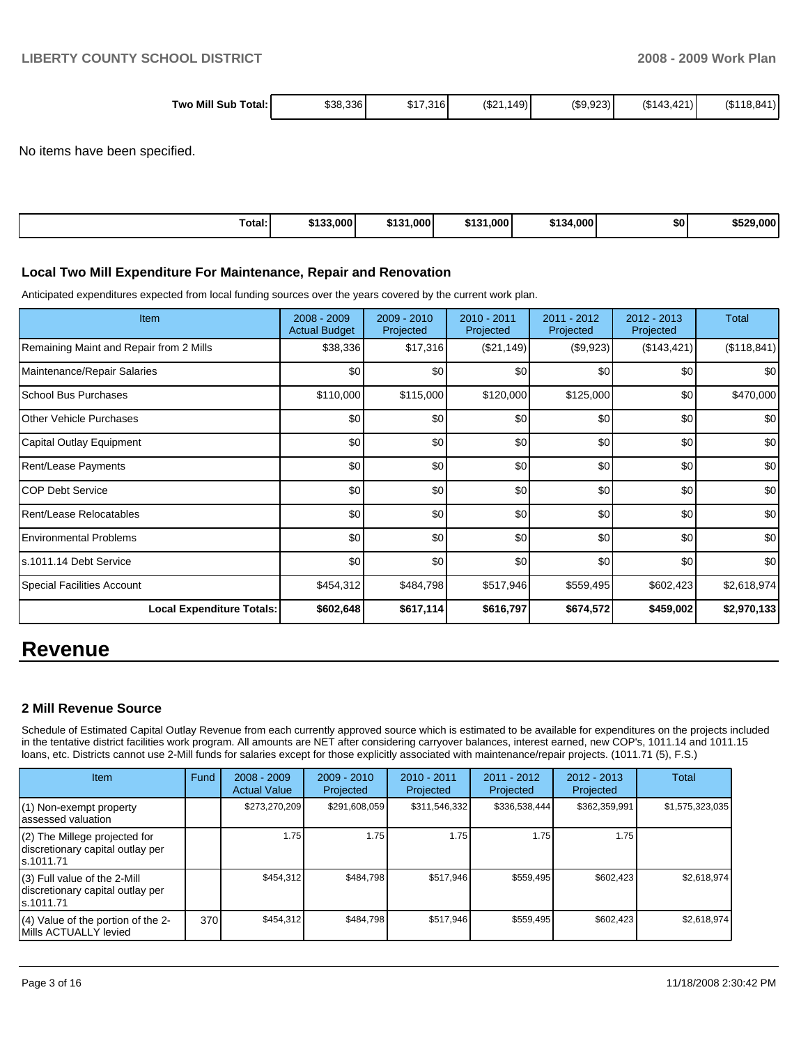| Two Mill Sub Total: | $38,336 | $17,316 | ($21,149) | ($9,923) | ($143,421) | ($118,841) |
|---|---|---|---|---|---|---|

No items have been specified.

| Total: | $133,000 | $131,000 | $131,000 | $134,000 | $0 | $529,000 |
|---|---|---|---|---|---|---|

### Local Two Mill Expenditure For Maintenance, Repair and Renovation

Anticipated expenditures expected from local funding sources over the years covered by the current work plan.

| Item | 2008 - 2009 Actual Budget | 2009 - 2010 Projected | 2010 - 2011 Projected | 2011 - 2012 Projected | 2012 - 2013 Projected | Total |
|---|---|---|---|---|---|---|
| Remaining Maint and Repair from 2 Mills | $38,336 | $17,316 | ($21,149) | ($9,923) | ($143,421) | ($118,841) |
| Maintenance/Repair Salaries | $0 | $0 | $0 | $0 | $0 | $0 |
| School Bus Purchases | $110,000 | $115,000 | $120,000 | $125,000 | $0 | $470,000 |
| Other Vehicle Purchases | $0 | $0 | $0 | $0 | $0 | $0 |
| Capital Outlay Equipment | $0 | $0 | $0 | $0 | $0 | $0 |
| Rent/Lease Payments | $0 | $0 | $0 | $0 | $0 | $0 |
| COP Debt Service | $0 | $0 | $0 | $0 | $0 | $0 |
| Rent/Lease Relocatables | $0 | $0 | $0 | $0 | $0 | $0 |
| Environmental Problems | $0 | $0 | $0 | $0 | $0 | $0 |
| s.1011.14 Debt Service | $0 | $0 | $0 | $0 | $0 | $0 |
| Special Facilities Account | $454,312 | $484,798 | $517,946 | $559,495 | $602,423 | $2,618,974 |
| **Local Expenditure Totals:** | **$602,648** | **$617,114** | **$616,797** | **$674,572** | **$459,002** | **$2,970,133** |

# Revenue

### 2 Mill Revenue Source

Schedule of Estimated Capital Outlay Revenue from each currently approved source which is estimated to be available for expenditures on the projects included in the tentative district facilities work program. All amounts are NET after considering carryover balances, interest earned, new COP's, 1011.14 and 1011.15 loans, etc. Districts cannot use 2-Mill funds for salaries except for those explicitly associated with maintenance/repair projects. (1011.71 (5), F.S.)

| Item | Fund | 2008 - 2009 Actual Value | 2009 - 2010 Projected | 2010 - 2011 Projected | 2011 - 2012 Projected | 2012 - 2013 Projected | Total |
|---|---|---|---|---|---|---|---|
| (1) Non-exempt property assessed valuation | | $273,270,209 | $291,608,059 | $311,546,332 | $336,538,444 | $362,359,991 | $1,575,323,035 |
| (2) The Millege projected for discretionary capital outlay per s.1011.71 | | 1.75 | 1.75 | 1.75 | 1.75 | 1.75 | |
| (3) Full value of the 2-Mill discretionary capital outlay per s.1011.71 | | $454,312 | $484,798 | $517,946 | $559,495 | $602,423 | $2,618,974 |
| (4) Value of the portion of the 2-Mills ACTUALLY levied | 370 | $454,312 | $484,798 | $517,946 | $559,495 | $602,423 | $2,618,974 |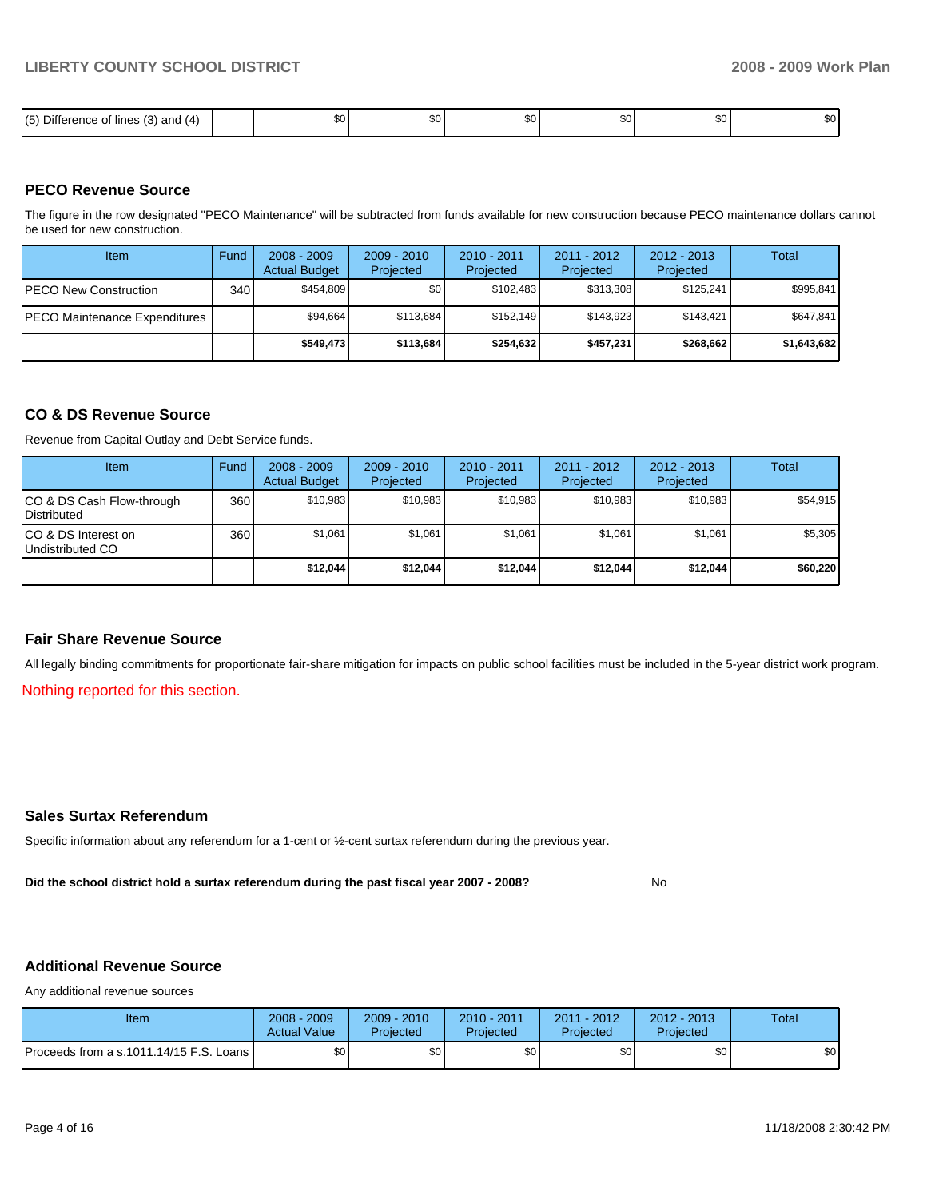| (5) Difference of lines (3) and (4) | | $0 | $0 | $0 | $0 | $0 | $0 |
|---|---|---|---|---|---|---|---|

## PECO Revenue Source

The figure in the row designated "PECO Maintenance" will be subtracted from funds available for new construction because PECO maintenance dollars cannot be used for new construction.

| Item | Fund | 2008 - 2009 Actual Budget | 2009 - 2010 Projected | 2010 - 2011 Projected | 2011 - 2012 Projected | 2012 - 2013 Projected | Total |
|---|---|---|---|---|---|---|---|
| PECO New Construction | 340 | $454,809 | $0 | $102,483 | $313,308 | $125,241 | $995,841 |
| PECO Maintenance Expenditures | | $94,664 | $113,684 | $152,149 | $143,923 | $143,421 | $647,841 |
| | | **$549,473** | **$113,684** | **$254,632** | **$457,231** | **$268,662** | **$1,643,682** |

## CO & DS Revenue Source

Revenue from Capital Outlay and Debt Service funds.

| Item | Fund | 2008 - 2009 Actual Budget | 2009 - 2010 Projected | 2010 - 2011 Projected | 2011 - 2012 Projected | 2012 - 2013 Projected | Total |
|---|---|---|---|---|---|---|---|
| CO & DS Cash Flow-through Distributed | 360 | $10,983 | $10,983 | $10,983 | $10,983 | $10,983 | $54,915 |
| CO & DS Interest on Undistributed CO | 360 | $1,061 | $1,061 | $1,061 | $1,061 | $1,061 | $5,305 |
| | | **$12,044** | **$12,044** | **$12,044** | **$12,044** | **$12,044** | **$60,220** |

## Fair Share Revenue Source

All legally binding commitments for proportionate fair-share mitigation for impacts on public school facilities must be included in the 5-year district work program.

Nothing reported for this section.

## Sales Surtax Referendum

Specific information about any referendum for a 1-cent or ½-cent surtax referendum during the previous year.

**Did the school district hold a surtax referendum during the past fiscal year 2007 - 2008?** No

## Additional Revenue Source

Any additional revenue sources

| Item | 2008 - 2009 Actual Value | 2009 - 2010 Projected | 2010 - 2011 Projected | 2011 - 2012 Projected | 2012 - 2013 Projected | Total |
|---|---|---|---|---|---|---|
| Proceeds from a s.1011.14/15 F.S. Loans | $0 | $0 | $0 | $0 | $0 | $0 |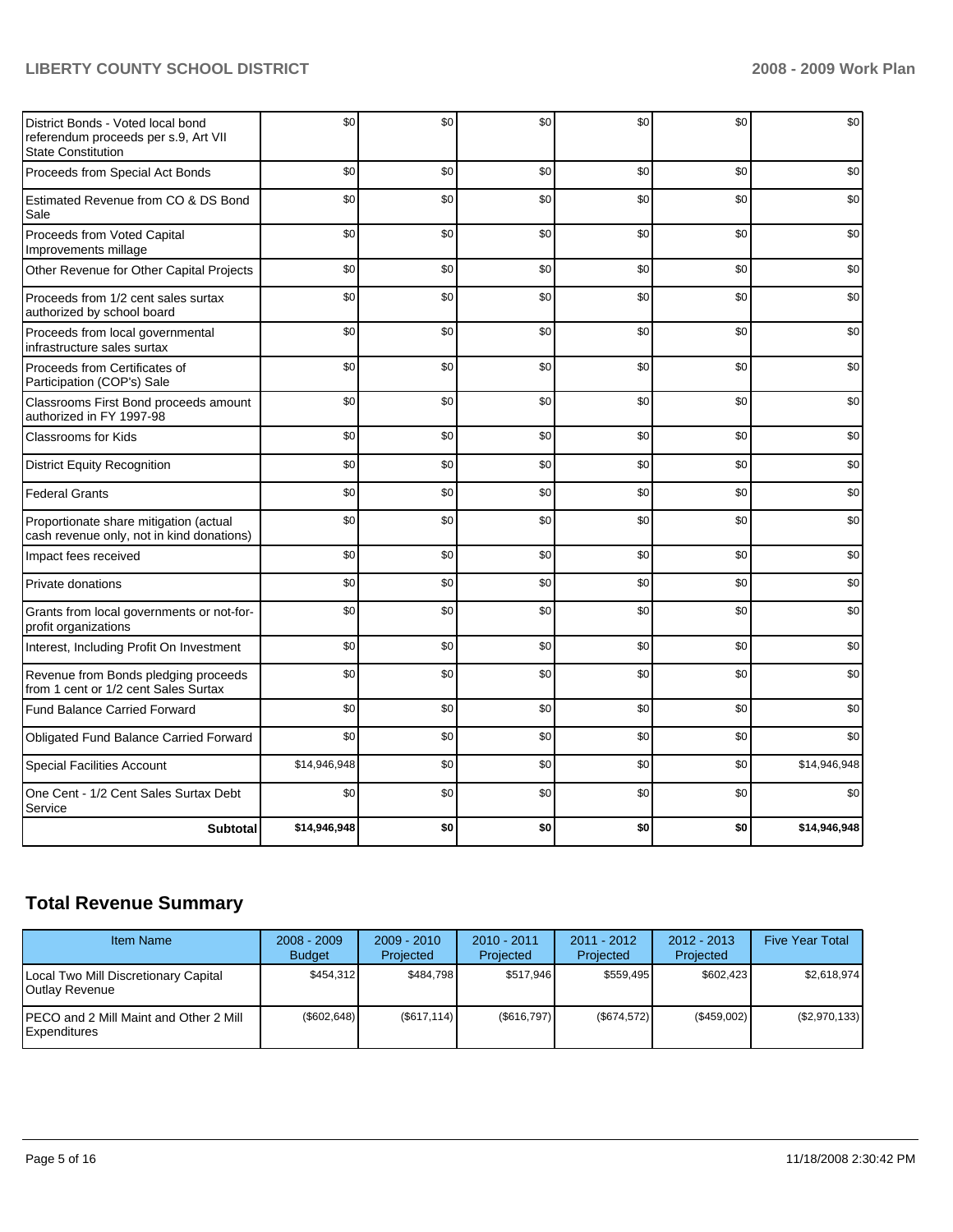| | | | | | | |
|---|---|---|---|---|---|---|
| District Bonds - Voted local bond referendum proceeds per s.9, Art VII State Constitution | $0 | $0 | $0 | $0 | $0 | $0 |
| Proceeds from Special Act Bonds | $0 | $0 | $0 | $0 | $0 | $0 |
| Estimated Revenue from CO & DS Bond Sale | $0 | $0 | $0 | $0 | $0 | $0 |
| Proceeds from Voted Capital Improvements millage | $0 | $0 | $0 | $0 | $0 | $0 |
| Other Revenue for Other Capital Projects | $0 | $0 | $0 | $0 | $0 | $0 |
| Proceeds from 1/2 cent sales surtax authorized by school board | $0 | $0 | $0 | $0 | $0 | $0 |
| Proceeds from local governmental infrastructure sales surtax | $0 | $0 | $0 | $0 | $0 | $0 |
| Proceeds from Certificates of Participation (COP's) Sale | $0 | $0 | $0 | $0 | $0 | $0 |
| Classrooms First Bond proceeds amount authorized in FY 1997-98 | $0 | $0 | $0 | $0 | $0 | $0 |
| Classrooms for Kids | $0 | $0 | $0 | $0 | $0 | $0 |
| District Equity Recognition | $0 | $0 | $0 | $0 | $0 | $0 |
| Federal Grants | $0 | $0 | $0 | $0 | $0 | $0 |
| Proportionate share mitigation (actual cash revenue only, not in kind donations) | $0 | $0 | $0 | $0 | $0 | $0 |
| Impact fees received | $0 | $0 | $0 | $0 | $0 | $0 |
| Private donations | $0 | $0 | $0 | $0 | $0 | $0 |
| Grants from local governments or not-for-profit organizations | $0 | $0 | $0 | $0 | $0 | $0 |
| Interest, Including Profit On Investment | $0 | $0 | $0 | $0 | $0 | $0 |
| Revenue from Bonds pledging proceeds from 1 cent or 1/2 cent Sales Surtax | $0 | $0 | $0 | $0 | $0 | $0 |
| Fund Balance Carried Forward | $0 | $0 | $0 | $0 | $0 | $0 |
| Obligated Fund Balance Carried Forward | $0 | $0 | $0 | $0 | $0 | $0 |
| Special Facilities Account | $14,946,948 | $0 | $0 | $0 | $0 | $14,946,948 |
| One Cent - 1/2 Cent Sales Surtax Debt Service | $0 | $0 | $0 | $0 | $0 | $0 |
| **Subtotal** | **$14,946,948** | **$0** | **$0** | **$0** | **$0** | **$14,946,948** |

## Total Revenue Summary

| Item Name | 2008 - 2009 Budget | 2009 - 2010 Projected | 2010 - 2011 Projected | 2011 - 2012 Projected | 2012 - 2013 Projected | Five Year Total |
|---|---|---|---|---|---|---|
| Local Two Mill Discretionary Capital Outlay Revenue | $454,312 | $484,798 | $517,946 | $559,495 | $602,423 | $2,618,974 |
| PECO and 2 Mill Maint and Other 2 Mill Expenditures | ($602,648) | ($617,114) | ($616,797) | ($674,572) | ($459,002) | ($2,970,133) |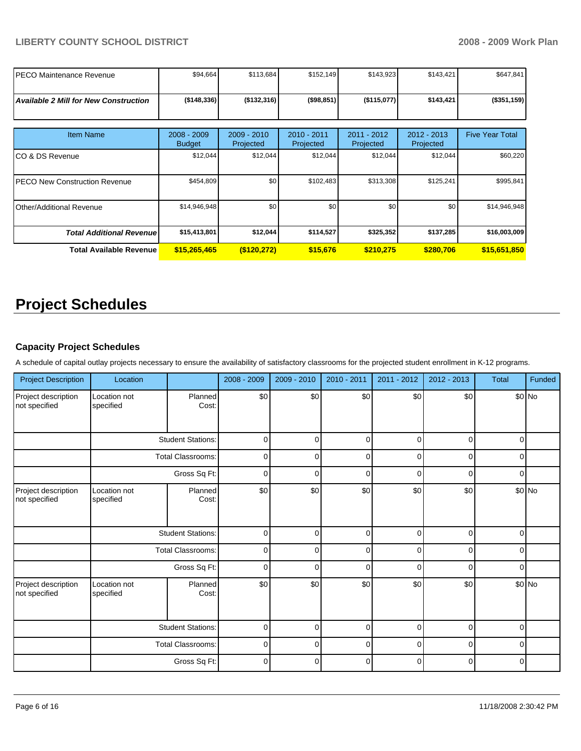| | | | | | | |
|---|---|---|---|---|---|---|
| PECO Maintenance Revenue | $94,664 | $113,684 | $152,149 | $143,923 | $143,421 | $647,841 |
| ***Available 2 Mill for New Construction*** | **($148,336)** | **($132,316)** | **($98,851)** | **($115,077)** | **$143,421** | **($351,159)** |

| Item Name | 2008 - 2009 Budget | 2009 - 2010 Projected | 2010 - 2011 Projected | 2011 - 2012 Projected | 2012 - 2013 Projected | Five Year Total |
|---|---|---|---|---|---|---|
| CO & DS Revenue | $12,044 | $12,044 | $12,044 | $12,044 | $12,044 | $60,220 |
| PECO New Construction Revenue | $454,809 | $0 | $102,483 | $313,308 | $125,241 | $995,841 |
| Other/Additional Revenue | $14,946,948 | $0 | $0 | $0 | $0 | $14,946,948 |
| ***Total Additional Revenue*** | **$15,413,801** | **$12,044** | **$114,527** | **$325,352** | **$137,285** | **$16,003,009** |
| **Total Available Revenue** | **$15,265,465** | **($120,272)** | **$15,676** | **$210,275** | **$280,706** | **$15,651,850** |

# Project Schedules

### Capacity Project Schedules

A schedule of capital outlay projects necessary to ensure the availability of satisfactory classrooms for the projected student enrollment in K-12 programs.

| Project Description | Location | | 2008 - 2009 | 2009 - 2010 | 2010 - 2011 | 2011 - 2012 | 2012 - 2013 | Total | Funded |
|---|---|---|---|---|---|---|---|---|---|
| Project description not specified | Location not specified | Planned Cost: | $0 | $0 | $0 | $0 | $0 | $0 | No |
| | | Student Stations: | 0 | 0 | 0 | 0 | 0 | 0 | |
| | | Total Classrooms: | 0 | 0 | 0 | 0 | 0 | 0 | |
| | | Gross Sq Ft: | 0 | 0 | 0 | 0 | 0 | 0 | |
| Project description not specified | Location not specified | Planned Cost: | $0 | $0 | $0 | $0 | $0 | $0 | No |
| | | Student Stations: | 0 | 0 | 0 | 0 | 0 | 0 | |
| | | Total Classrooms: | 0 | 0 | 0 | 0 | 0 | 0 | |
| | | Gross Sq Ft: | 0 | 0 | 0 | 0 | 0 | 0 | |
| Project description not specified | Location not specified | Planned Cost: | $0 | $0 | $0 | $0 | $0 | $0 | No |
| | | Student Stations: | 0 | 0 | 0 | 0 | 0 | 0 | |
| | | Total Classrooms: | 0 | 0 | 0 | 0 | 0 | 0 | |
| | | Gross Sq Ft: | 0 | 0 | 0 | 0 | 0 | 0 | |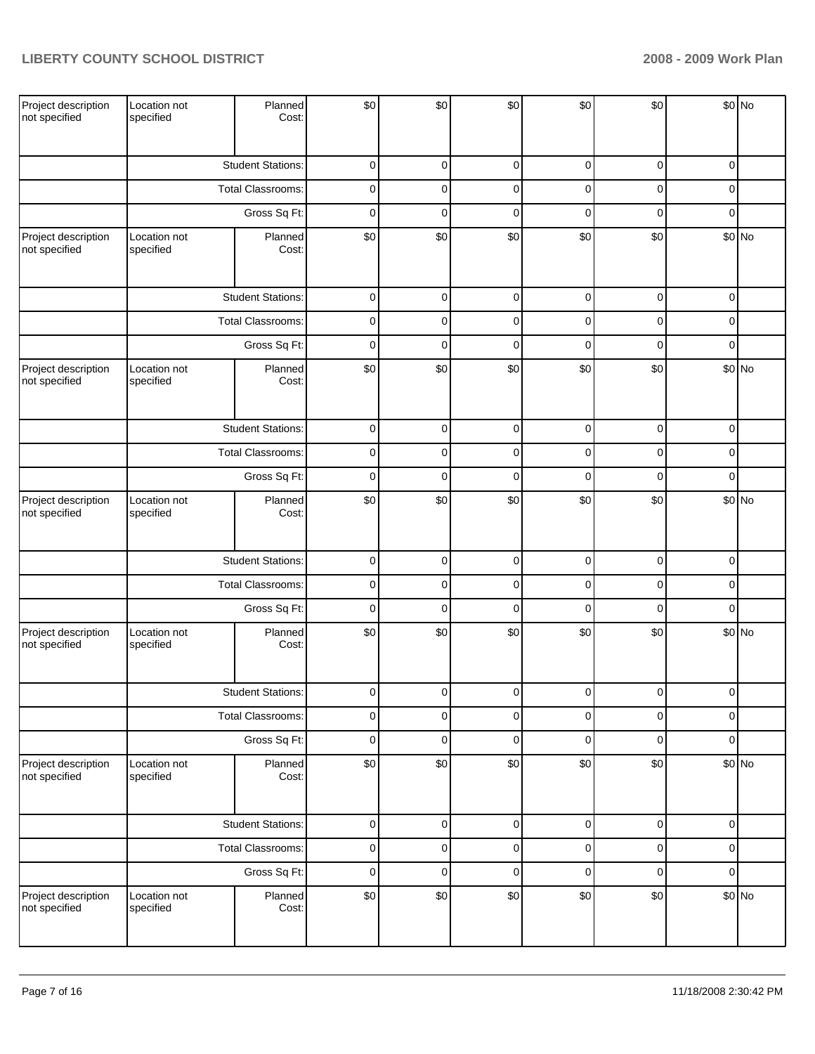| | | | | | | | | | |
|---|---|---|---|---|---|---|---|---|---|
| Project description not specified | Location not specified | Planned Cost: | $0 | $0 | $0 | $0 | $0 | $0 | No |
| | | Student Stations: | 0 | 0 | 0 | 0 | 0 | 0 | |
| | | Total Classrooms: | 0 | 0 | 0 | 0 | 0 | 0 | |
| | | Gross Sq Ft: | 0 | 0 | 0 | 0 | 0 | 0 | |
| Project description not specified | Location not specified | Planned Cost: | $0 | $0 | $0 | $0 | $0 | $0 | No |
| | | Student Stations: | 0 | 0 | 0 | 0 | 0 | 0 | |
| | | Total Classrooms: | 0 | 0 | 0 | 0 | 0 | 0 | |
| | | Gross Sq Ft: | 0 | 0 | 0 | 0 | 0 | 0 | |
| Project description not specified | Location not specified | Planned Cost: | $0 | $0 | $0 | $0 | $0 | $0 | No |
| | | Student Stations: | 0 | 0 | 0 | 0 | 0 | 0 | |
| | | Total Classrooms: | 0 | 0 | 0 | 0 | 0 | 0 | |
| | | Gross Sq Ft: | 0 | 0 | 0 | 0 | 0 | 0 | |
| Project description not specified | Location not specified | Planned Cost: | $0 | $0 | $0 | $0 | $0 | $0 | No |
| | | Student Stations: | 0 | 0 | 0 | 0 | 0 | 0 | |
| | | Total Classrooms: | 0 | 0 | 0 | 0 | 0 | 0 | |
| | | Gross Sq Ft: | 0 | 0 | 0 | 0 | 0 | 0 | |
| Project description not specified | Location not specified | Planned Cost: | $0 | $0 | $0 | $0 | $0 | $0 | No |
| | | Student Stations: | 0 | 0 | 0 | 0 | 0 | 0 | |
| | | Total Classrooms: | 0 | 0 | 0 | 0 | 0 | 0 | |
| | | Gross Sq Ft: | 0 | 0 | 0 | 0 | 0 | 0 | |
| Project description not specified | Location not specified | Planned Cost: | $0 | $0 | $0 | $0 | $0 | $0 | No |
| | | Student Stations: | 0 | 0 | 0 | 0 | 0 | 0 | |
| | | Total Classrooms: | 0 | 0 | 0 | 0 | 0 | 0 | |
| | | Gross Sq Ft: | 0 | 0 | 0 | 0 | 0 | 0 | |
| Project description not specified | Location not specified | Planned Cost: | $0 | $0 | $0 | $0 | $0 | $0 | No |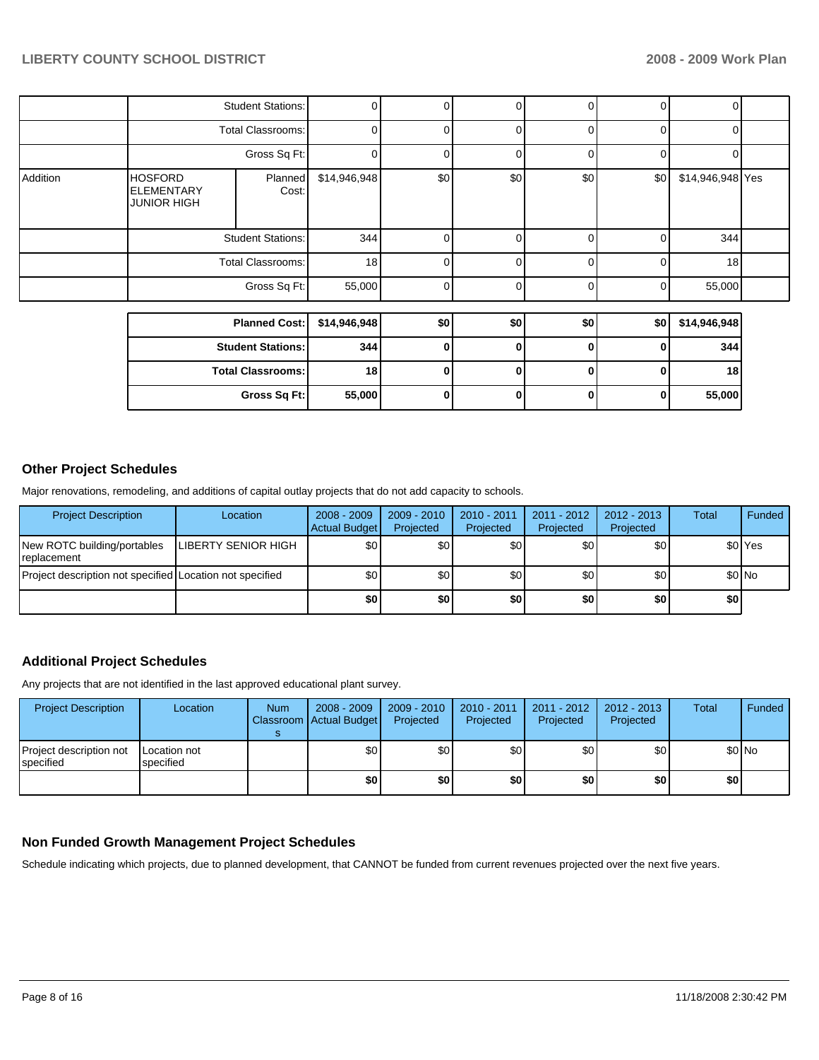| | | | | | | | | | |
|---|---|---|---|---|---|---|---|---|---|
| | | Student Stations: | 0 | 0 | 0 | 0 | 0 | 0 | |
| | | Total Classrooms: | 0 | 0 | 0 | 0 | 0 | 0 | |
| | | Gross Sq Ft: | 0 | 0 | 0 | 0 | 0 | 0 | |
| Addition | HOSFORD ELEMENTARY JUNIOR HIGH | Planned Cost: | $14,946,948 | $0 | $0 | $0 | $0 | $14,946,948 | Yes |
| | | Student Stations: | 344 | 0 | 0 | 0 | 0 | 344 | |
| | | Total Classrooms: | 18 | 0 | 0 | 0 | 0 | 18 | |
| | | Gross Sq Ft: | 55,000 | 0 | 0 | 0 | 0 | 55,000 | |

| | | | | | | |
|---|---|---|---|---|---|---|
| **Planned Cost:** | **$14,946,948** | **$0** | **$0** | **$0** | **$0** | **$14,946,948** |
| **Student Stations:** | **344** | **0** | **0** | **0** | **0** | **344** |
| **Total Classrooms:** | **18** | **0** | **0** | **0** | **0** | **18** |
| **Gross Sq Ft:** | **55,000** | **0** | **0** | **0** | **0** | **55,000** |

## Other Project Schedules

Major renovations, remodeling, and additions of capital outlay projects that do not add capacity to schools.

| Project Description | Location | 2008 - 2009 Actual Budget | 2009 - 2010 Projected | 2010 - 2011 Projected | 2011 - 2012 Projected | 2012 - 2013 Projected | Total | Funded |
|---|---|---|---|---|---|---|---|---|
| New ROTC building/portables replacement | LIBERTY SENIOR HIGH | $0 | $0 | $0 | $0 | $0 | $0 | Yes |
| Project description not specified | Location not specified | $0 | $0 | $0 | $0 | $0 | $0 | No |
| | | **$0** | **$0** | **$0** | **$0** | **$0** | **$0** | |

## Additional Project Schedules

Any projects that are not identified in the last approved educational plant survey.

| Project Description | Location | Num Classrooms | 2008 - 2009 Actual Budget | 2009 - 2010 Projected | 2010 - 2011 Projected | 2011 - 2012 Projected | 2012 - 2013 Projected | Total | Funded |
|---|---|---|---|---|---|---|---|---|---|
| Project description not specified | Location not specified | | $0 | $0 | $0 | $0 | $0 | $0 | No |
| | | | **$0** | **$0** | **$0** | **$0** | **$0** | **$0** | |

## Non Funded Growth Management Project Schedules

Schedule indicating which projects, due to planned development, that CANNOT be funded from current revenues projected over the next five years.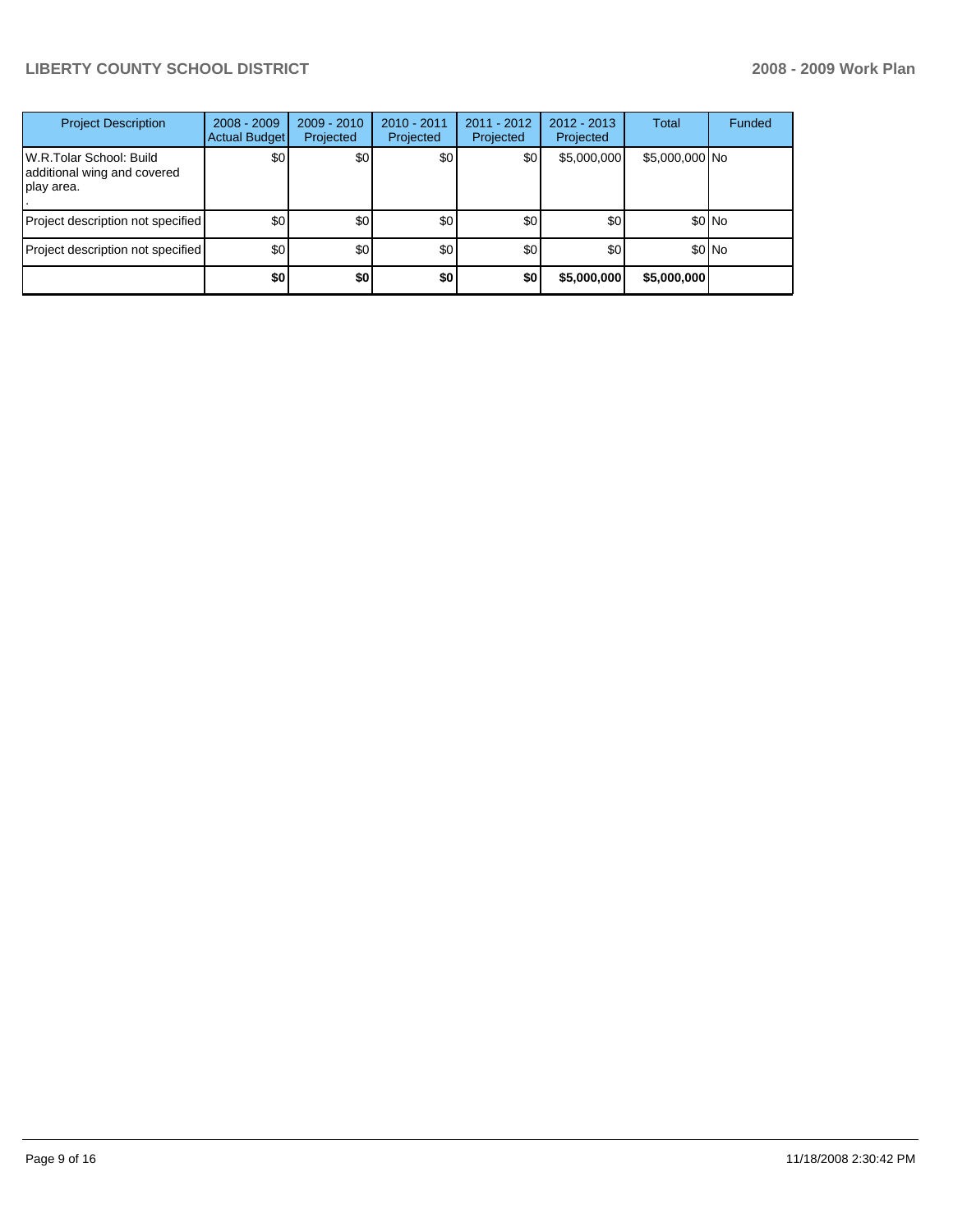| Project Description | 2008 - 2009 Actual Budget | 2009 - 2010 Projected | 2010 - 2011 Projected | 2011 - 2012 Projected | 2012 - 2013 Projected | Total | Funded |
|---|---|---|---|---|---|---|---|
| W.R.Tolar School: Build additional wing and covered play area. . | $0 | $0 | $0 | $0 | $5,000,000 | $5,000,000 | No |
| Project description not specified | $0 | $0 | $0 | $0 | $0 | $0 | No |
| Project description not specified | $0 | $0 | $0 | $0 | $0 | $0 | No |
| | **$0** | **$0** | **$0** | **$0** | **$5,000,000** | **$5,000,000** | |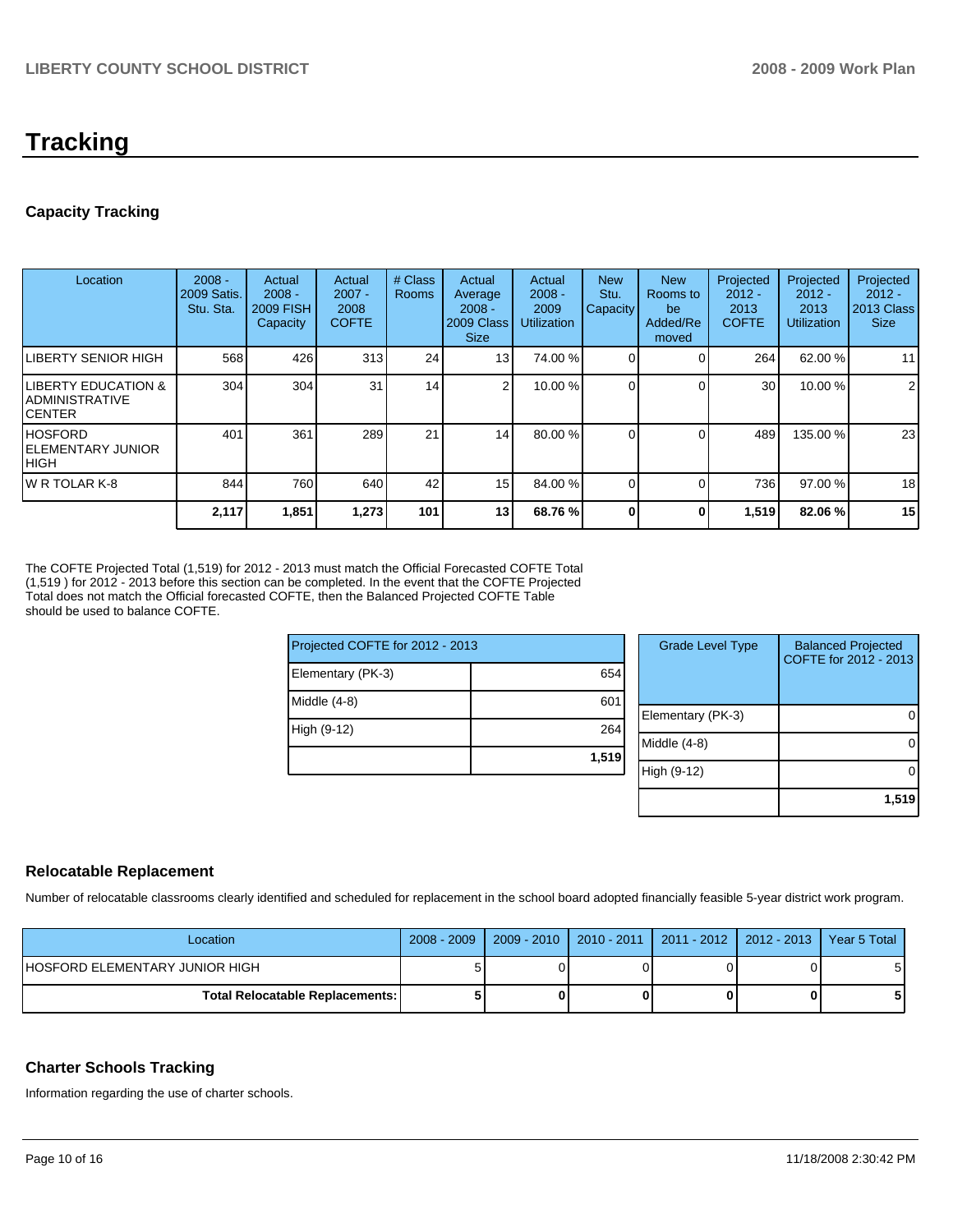# Tracking

## Capacity Tracking

| Location | 2008 - 2009 Satis. Stu. Sta. | Actual 2008 - 2009 FISH Capacity | Actual 2007 - 2008 COFTE | # Class Rooms | Actual Average 2008 - 2009 Class Size | Actual 2008 - 2009 Utilization | New Stu. Capacity | New Rooms to be Added/Re moved | Projected 2012 - 2013 COFTE | Projected 2012 - 2013 Utilization | Projected 2012 - 2013 Class Size |
|---|---|---|---|---|---|---|---|---|---|---|---|
| LIBERTY SENIOR HIGH | 568 | 426 | 313 | 24 | 13 | 74.00 % | 0 | 0 | 264 | 62.00 % | 11 |
| LIBERTY EDUCATION & ADMINISTRATIVE CENTER | 304 | 304 | 31 | 14 | 2 | 10.00 % | 0 | 0 | 30 | 10.00 % | 2 |
| HOSFORD ELEMENTARY JUNIOR HIGH | 401 | 361 | 289 | 21 | 14 | 80.00 % | 0 | 0 | 489 | 135.00 % | 23 |
| W R TOLAR K-8 | 844 | 760 | 640 | 42 | 15 | 84.00 % | 0 | 0 | 736 | 97.00 % | 18 |
| | **2,117** | **1,851** | **1,273** | **101** | **13** | **68.76 %** | **0** | **0** | **1,519** | **82.06 %** | **15** |

The COFTE Projected Total (1,519) for 2012 - 2013 must match the Official Forecasted COFTE Total (1,519 ) for 2012 - 2013 before this section can be completed. In the event that the COFTE Projected Total does not match the Official forecasted COFTE, then the Balanced Projected COFTE Table should be used to balance COFTE.

| Projected COFTE for 2012 - 2013 | |
|---|---|
| Elementary (PK-3) | 654 |
| Middle (4-8) | 601 |
| High (9-12) | 264 |
| | **1,519** |

| Grade Level Type | Balanced Projected COFTE for 2012 - 2013 |
|---|---|
| Elementary (PK-3) | 0 |
| Middle (4-8) | 0 |
| High (9-12) | 0 |
| | **1,519** |

## Relocatable Replacement

Number of relocatable classrooms clearly identified and scheduled for replacement in the school board adopted financially feasible 5-year district work program.

| Location | 2008 - 2009 | 2009 - 2010 | 2010 - 2011 | 2011 - 2012 | 2012 - 2013 | Year 5 Total |
|---|---|---|---|---|---|---|
| HOSFORD ELEMENTARY JUNIOR HIGH | 5 | 0 | 0 | 0 | 0 | 5 |
| **Total Relocatable Replacements:** | **5** | **0** | **0** | **0** | **0** | **5** |

## Charter Schools Tracking

Information regarding the use of charter schools.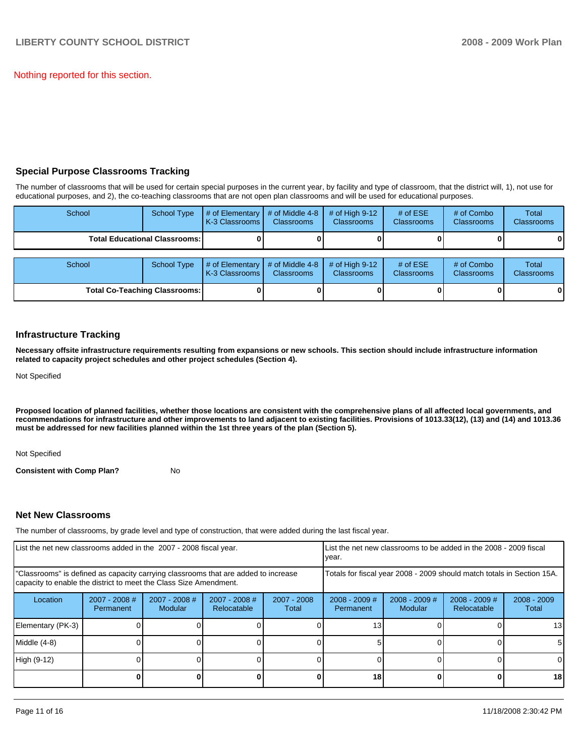Nothing reported for this section.

## Special Purpose Classrooms Tracking

The number of classrooms that will be used for certain special purposes in the current year, by facility and type of classroom, that the district will, 1), not use for educational purposes, and 2), the co-teaching classrooms that are not open plan classrooms and will be used for educational purposes.

| School | School Type | # of Elementary K-3 Classrooms | # of Middle 4-8 Classrooms | # of High 9-12 Classrooms | # of ESE Classrooms | # of Combo Classrooms | Total Classrooms |
|---|---|---|---|---|---|---|---|
| **Total Educational Classrooms:** | | **0** | **0** | **0** | **0** | **0** | **0** |

| School | School Type | # of Elementary K-3 Classrooms | # of Middle 4-8 Classrooms | # of High 9-12 Classrooms | # of ESE Classrooms | # of Combo Classrooms | Total Classrooms |
|---|---|---|---|---|---|---|---|
| **Total Co-Teaching Classrooms:** | | **0** | **0** | **0** | **0** | **0** | **0** |

## Infrastructure Tracking

**Necessary offsite infrastructure requirements resulting from expansions or new schools. This section should include infrastructure information related to capacity project schedules and other project schedules (Section 4).**

Not Specified

**Proposed location of planned facilities, whether those locations are consistent with the comprehensive plans of all affected local governments, and recommendations for infrastructure and other improvements to land adjacent to existing facilities. Provisions of 1013.33(12), (13) and (14) and 1013.36 must be addressed for new facilities planned within the 1st three years of the plan (Section 5).**

Not Specified

**Consistent with Comp Plan?** No

## Net New Classrooms

The number of classrooms, by grade level and type of construction, that were added during the last fiscal year.

| List the net new classrooms added in the 2007 - 2008 fiscal year. | | | | | List the net new classrooms to be added in the 2008 - 2009 fiscal year. | | | |
|---|---|---|---|---|---|---|---|---|
| "Classrooms" is defined as capacity carrying classrooms that are added to increase capacity to enable the district to meet the Class Size Amendment. | | | | | Totals for fiscal year 2008 - 2009 should match totals in Section 15A. | | | |
| Location | 2007 - 2008 # Permanent | 2007 - 2008 # Modular | 2007 - 2008 # Relocatable | 2007 - 2008 Total | 2008 - 2009 # Permanent | 2008 - 2009 # Modular | 2008 - 2009 # Relocatable | 2008 - 2009 Total |
| Elementary (PK-3) | 0 | 0 | 0 | 0 | 13 | 0 | 0 | 13 |
| Middle (4-8) | 0 | 0 | 0 | 0 | 5 | 0 | 0 | 5 |
| High (9-12) | 0 | 0 | 0 | 0 | 0 | 0 | 0 | 0 |
| | **0** | **0** | **0** | **0** | **18** | **0** | **0** | **18** |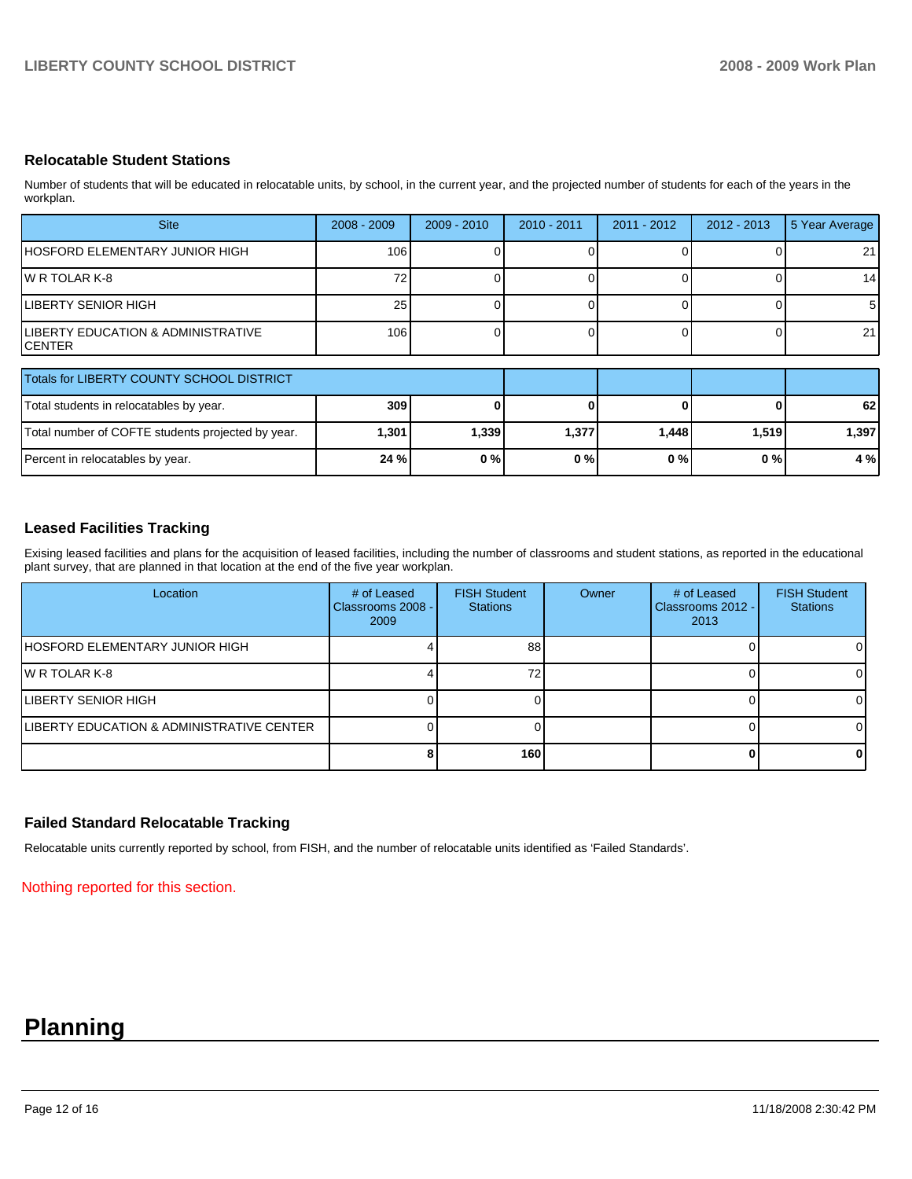## Relocatable Student Stations

Number of students that will be educated in relocatable units, by school, in the current year, and the projected number of students for each of the years in the workplan.

| Site | 2008 - 2009 | 2009 - 2010 | 2010 - 2011 | 2011 - 2012 | 2012 - 2013 | 5 Year Average |
|---|---|---|---|---|---|---|
| HOSFORD ELEMENTARY JUNIOR HIGH | 106 | 0 | 0 | 0 | 0 | 21 |
| W R TOLAR K-8 | 72 | 0 | 0 | 0 | 0 | 14 |
| LIBERTY SENIOR HIGH | 25 | 0 | 0 | 0 | 0 | 5 |
| LIBERTY EDUCATION & ADMINISTRATIVE CENTER | 106 | 0 | 0 | 0 | 0 | 21 |

| Totals for LIBERTY COUNTY SCHOOL DISTRICT | | | | | | |
|---|---|---|---|---|---|---|
| Total students in relocatables by year. | **309** | **0** | **0** | **0** | **0** | **62** |
| Total number of COFTE students projected by year. | **1,301** | **1,339** | **1,377** | **1,448** | **1,519** | **1,397** |
| Percent in relocatables by year. | **24 %** | **0 %** | **0 %** | **0 %** | **0 %** | **4 %** |

## Leased Facilities Tracking

Exising leased facilities and plans for the acquisition of leased facilities, including the number of classrooms and student stations, as reported in the educational plant survey, that are planned in that location at the end of the five year workplan.

| Location | # of Leased Classrooms 2008 - 2009 | FISH Student Stations | Owner | # of Leased Classrooms 2012 - 2013 | FISH Student Stations |
|---|---|---|---|---|---|
| HOSFORD ELEMENTARY JUNIOR HIGH | 4 | 88 | | 0 | 0 |
| W R TOLAR K-8 | 4 | 72 | | 0 | 0 |
| LIBERTY SENIOR HIGH | 0 | 0 | | 0 | 0 |
| LIBERTY EDUCATION & ADMINISTRATIVE CENTER | 0 | 0 | | 0 | 0 |
| | **8** | **160** | | **0** | **0** |

## Failed Standard Relocatable Tracking

Relocatable units currently reported by school, from FISH, and the number of relocatable units identified as 'Failed Standards'.

Nothing reported for this section.

# Planning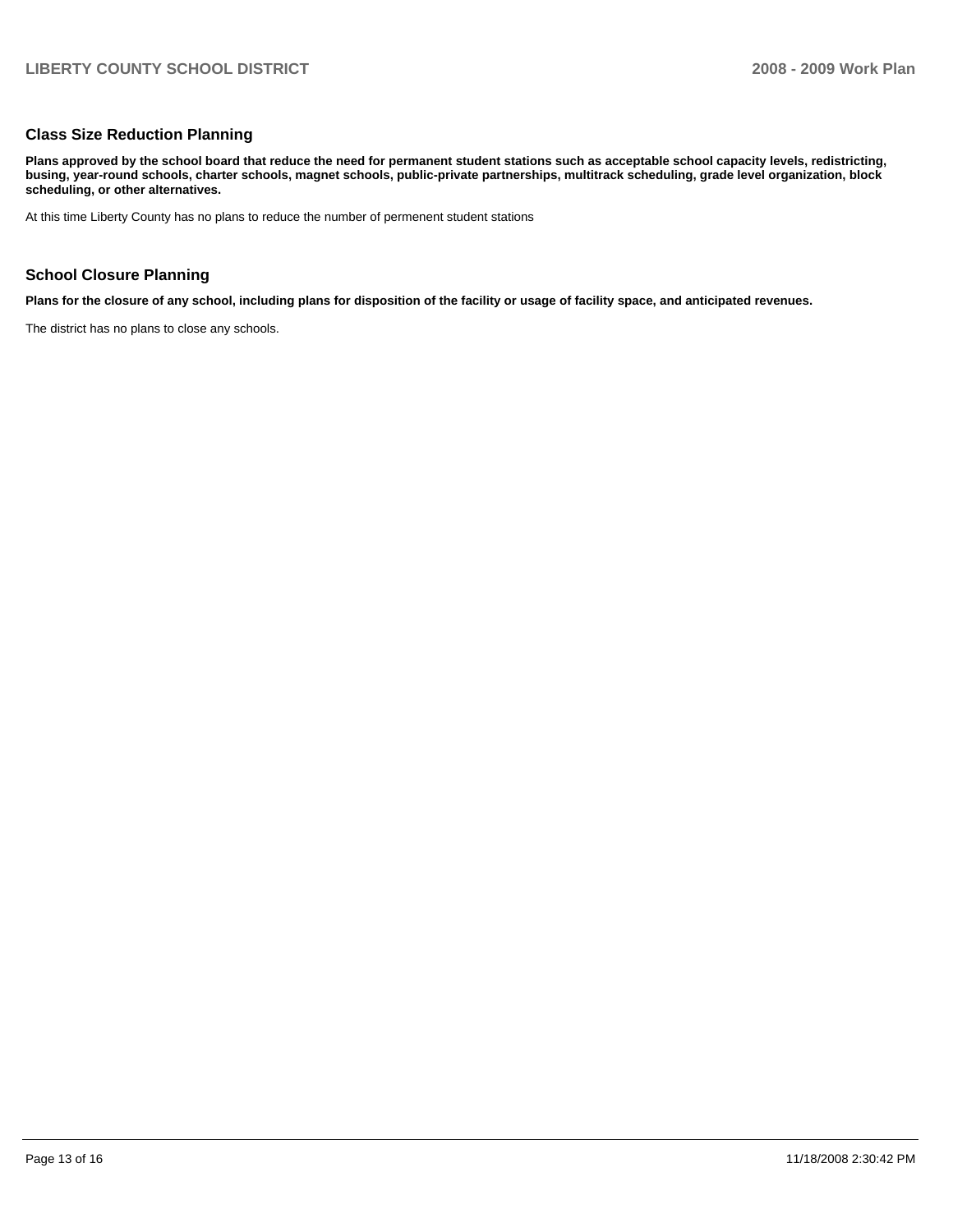## Class Size Reduction Planning

**Plans approved by the school board that reduce the need for permanent student stations such as acceptable school capacity levels, redistricting, busing, year-round schools, charter schools, magnet schools, public-private partnerships, multitrack scheduling, grade level organization, block scheduling, or other alternatives.**

At this time Liberty County has no plans to reduce the number of permenent student stations

## School Closure Planning

**Plans for the closure of any school, including plans for disposition of the facility or usage of facility space, and anticipated revenues.**

The district has no plans to close any schools.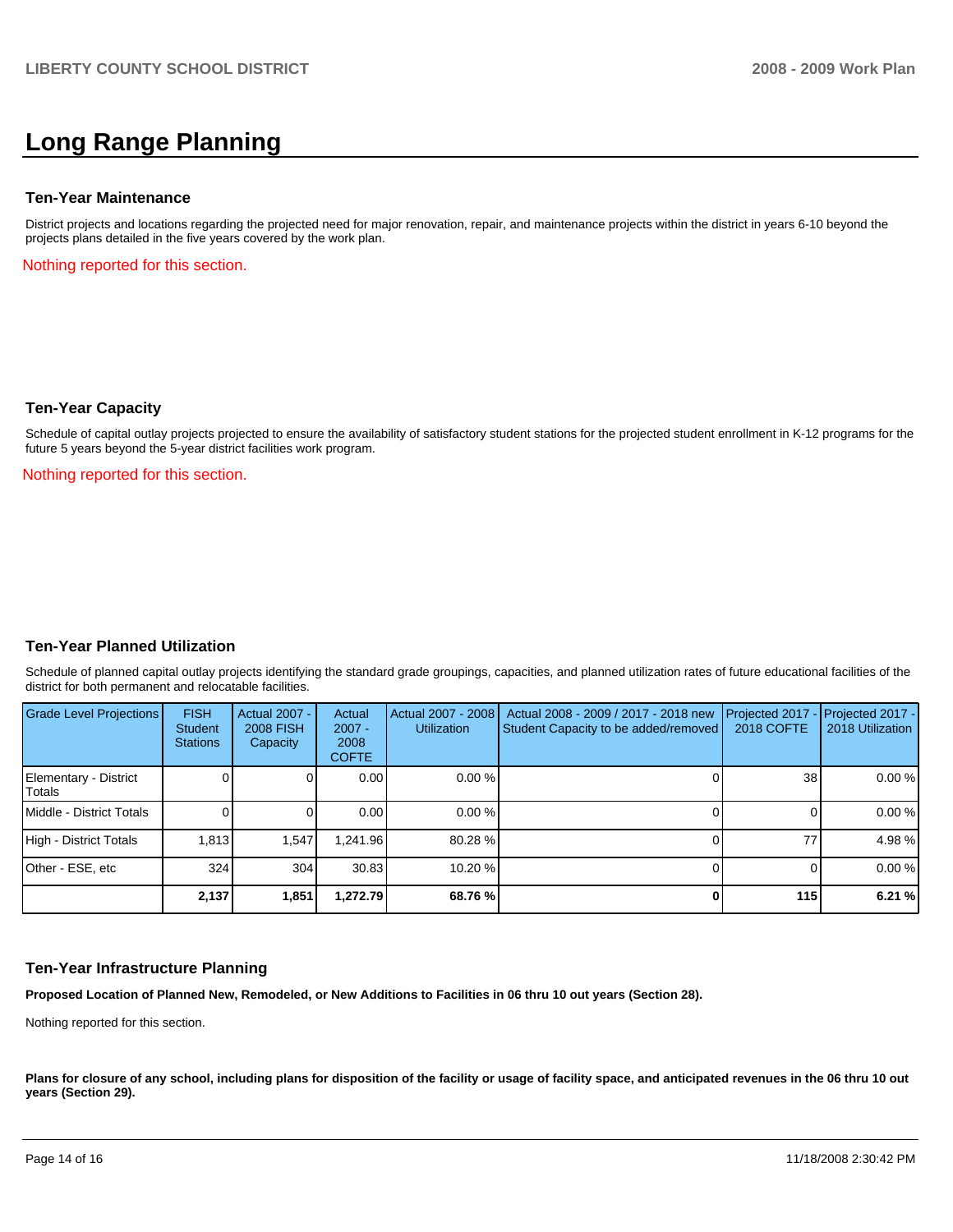# Long Range Planning

## Ten-Year Maintenance

District projects and locations regarding the projected need for major renovation, repair, and maintenance projects within the district in years 6-10 beyond the projects plans detailed in the five years covered by the work plan.

Nothing reported for this section.

## Ten-Year Capacity

Schedule of capital outlay projects projected to ensure the availability of satisfactory student stations for the projected student enrollment in K-12 programs for the future 5 years beyond the 5-year district facilities work program.

Nothing reported for this section.

## Ten-Year Planned Utilization

Schedule of planned capital outlay projects identifying the standard grade groupings, capacities, and planned utilization rates of future educational facilities of the district for both permanent and relocatable facilities.

| Grade Level Projections | FISH Student Stations | Actual 2007 - 2008 FISH Capacity | Actual 2007 - 2008 COFTE | Actual 2007 - 2008 Utilization | Actual 2008 - 2009 / 2017 - 2018 new Student Capacity to be added/removed | Projected 2017 - 2018 COFTE | Projected 2017 - 2018 Utilization |
|---|---|---|---|---|---|---|---|
| Elementary - District Totals | 0 | 0 | 0.00 | 0.00 % | 0 | 38 | 0.00 % |
| Middle - District Totals | 0 | 0 | 0.00 | 0.00 % | 0 | 0 | 0.00 % |
| High - District Totals | 1,813 | 1,547 | 1,241.96 | 80.28 % | 0 | 77 | 4.98 % |
| Other - ESE, etc | 324 | 304 | 30.83 | 10.20 % | 0 | 0 | 0.00 % |
| | **2,137** | **1,851** | **1,272.79** | **68.76 %** | **0** | **115** | **6.21 %** |

## Ten-Year Infrastructure Planning

**Proposed Location of Planned New, Remodeled, or New Additions to Facilities in 06 thru 10 out years (Section 28).**

Nothing reported for this section.

**Plans for closure of any school, including plans for disposition of the facility or usage of facility space, and anticipated revenues in the 06 thru 10 out years (Section 29).**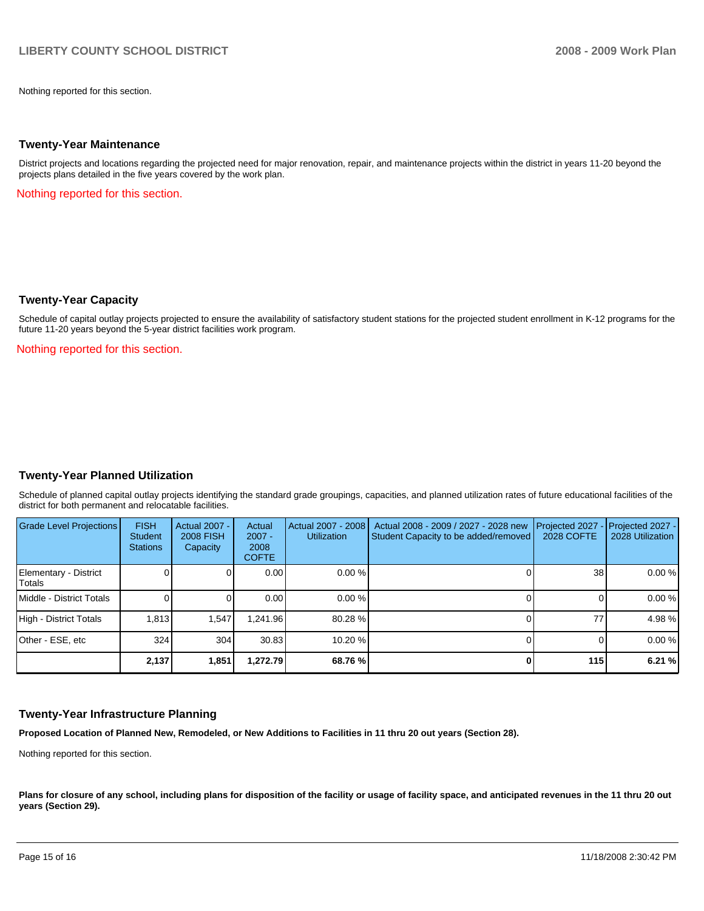Nothing reported for this section.

## Twenty-Year Maintenance

District projects and locations regarding the projected need for major renovation, repair, and maintenance projects within the district in years 11-20 beyond the projects plans detailed in the five years covered by the work plan.

Nothing reported for this section.

## Twenty-Year Capacity

Schedule of capital outlay projects projected to ensure the availability of satisfactory student stations for the projected student enrollment in K-12 programs for the future 11-20 years beyond the 5-year district facilities work program.

Nothing reported for this section.

## Twenty-Year Planned Utilization

Schedule of planned capital outlay projects identifying the standard grade groupings, capacities, and planned utilization rates of future educational facilities of the district for both permanent and relocatable facilities.

| Grade Level Projections | FISH Student Stations | Actual 2007 - 2008 FISH Capacity | Actual 2007 - 2008 COFTE | Actual 2007 - 2008 Utilization | Actual 2008 - 2009 / 2027 - 2028 new Student Capacity to be added/removed | Projected 2027 - 2028 COFTE | Projected 2027 - 2028 Utilization |
|---|---|---|---|---|---|---|---|
| Elementary - District Totals | 0 | 0 | 0.00 | 0.00 % | 0 | 38 | 0.00 % |
| Middle - District Totals | 0 | 0 | 0.00 | 0.00 % | 0 | 0 | 0.00 % |
| High - District Totals | 1,813 | 1,547 | 1,241.96 | 80.28 % | 0 | 77 | 4.98 % |
| Other - ESE, etc | 324 | 304 | 30.83 | 10.20 % | 0 | 0 | 0.00 % |
| | **2,137** | **1,851** | **1,272.79** | **68.76 %** | **0** | **115** | **6.21 %** |

## Twenty-Year Infrastructure Planning

**Proposed Location of Planned New, Remodeled, or New Additions to Facilities in 11 thru 20 out years (Section 28).**

Nothing reported for this section.

**Plans for closure of any school, including plans for disposition of the facility or usage of facility space, and anticipated revenues in the 11 thru 20 out years (Section 29).**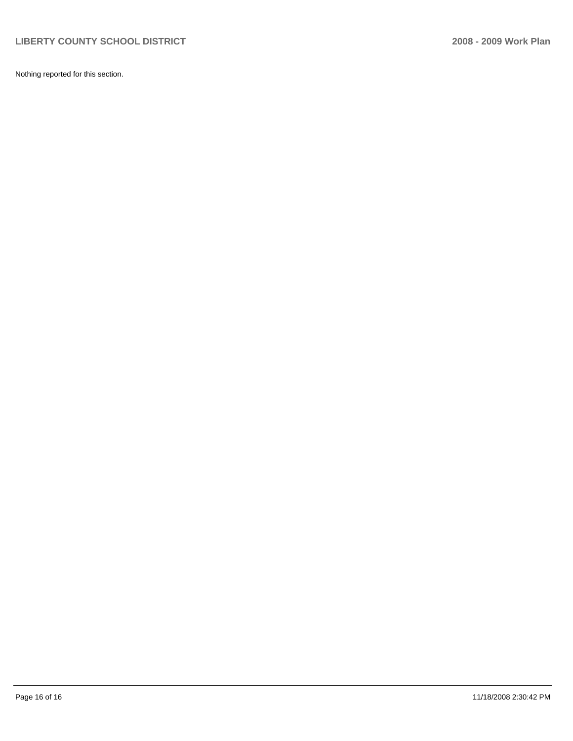Nothing reported for this section.